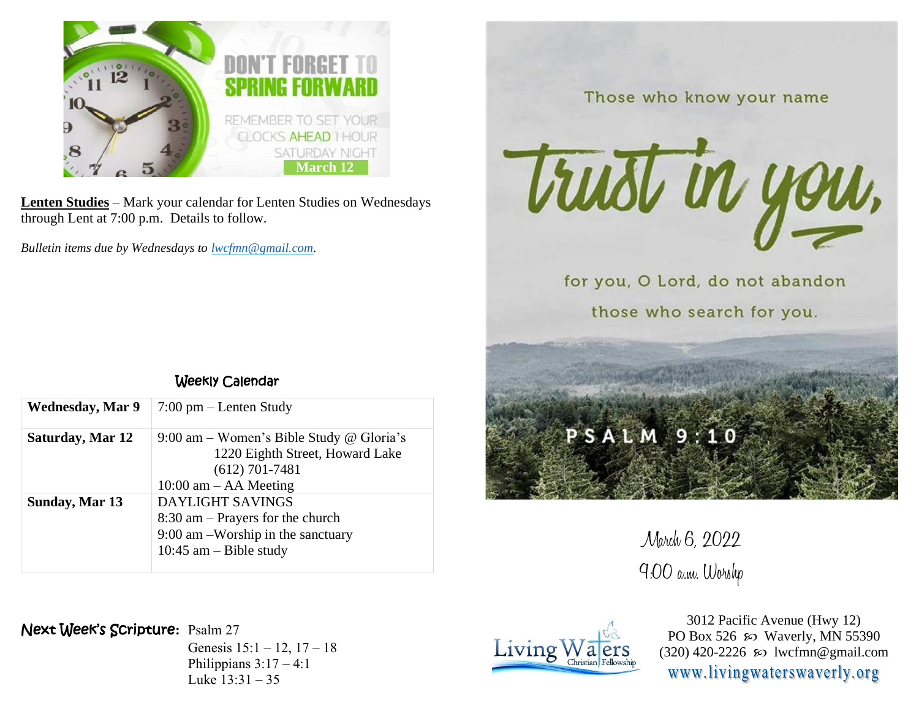DON'T FORGET TO SPRING FORWARD

REMEMBER TO SET YOUR CLOCKS AHEAD 1 HOUR SATURDAY NIGHT

**March 12**

**Lenten Studies** – Mark your calendar for Lenten Studies on Wednesdays through Lent at 7:00 p.m. Details to follow.

*Bulletin items due by Wednesdays to lwcfmn@gmail.com.*

## Weekly Calendar

| | |
|---|---|
| **Wednesday, Mar 9** | 7:00 pm – Lenten Study |
| **Saturday, Mar 12** | 9:00 am – Women's Bible Study @ Gloria's 1220 Eighth Street, Howard Lake (612) 701-7481<br>10:00 am – AA Meeting |
| **Sunday, Mar 13** | DAYLIGHT SAVINGS<br>8:30 am – Prayers for the church<br>9:00 am –Worship in the sanctuary<br>10:45 am – Bible study |

**Next Week's Scripture:** Psalm 27
Genesis 15:1 – 12, 17 – 18
Philippians 3:17 – 4:1
Luke 13:31 – 35

Those who know your name trust in you, for you, O Lord, do not abandon those who search for you.

PSALM 9:10

March 6, 2022
9:00 a.m. Worship

Living Waters Christian Fellowship

3012 Pacific Avenue (Hwy 12)
PO Box 526 ∞ Waverly, MN 55390
(320) 420-2226 ∞ lwcfmn@gmail.com
www.livingwaterswaverly.org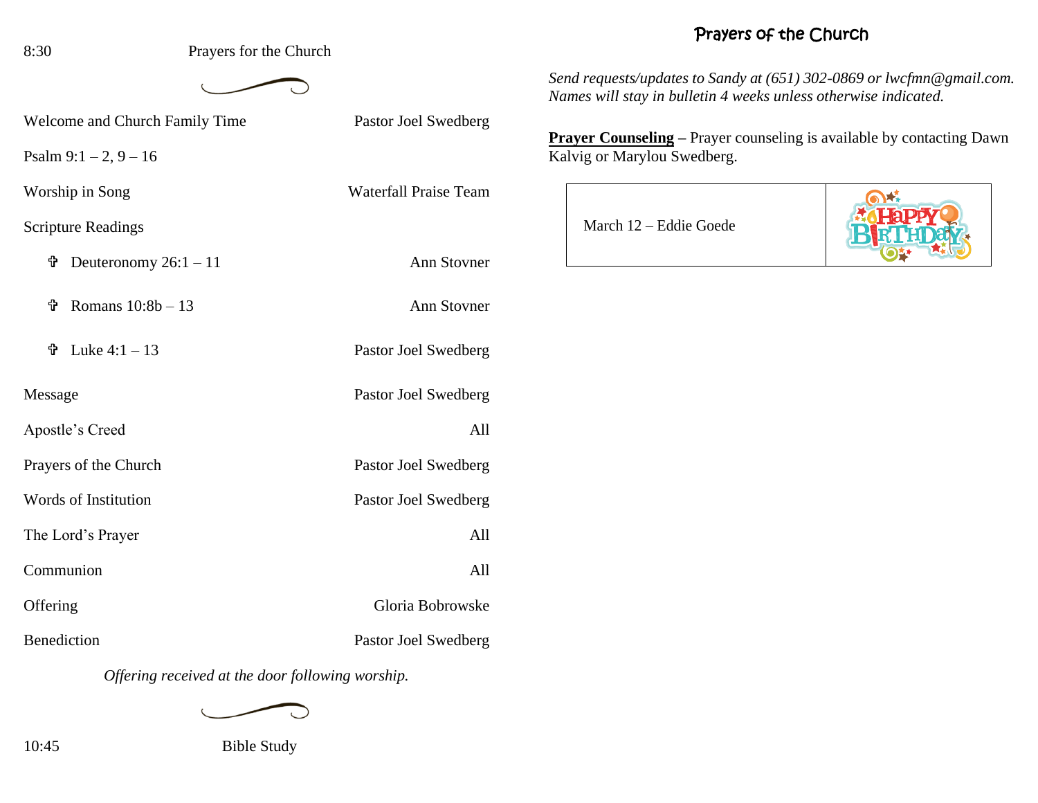8:30 Prayers for the Church

| | |
|---|---|
| Welcome and Church Family Time | Pastor Joel Swedberg |
| Psalm 9:1 – 2, 9 – 16 | |
| Worship in Song | Waterfall Praise Team |
| Scripture Readings | |
| ✞ Deuteronomy 26:1 – 11 | Ann Stovner |
| ✞ Romans 10:8b – 13 | Ann Stovner |
| ✞ Luke 4:1 – 13 | Pastor Joel Swedberg |
| Message | Pastor Joel Swedberg |
| Apostle's Creed | All |
| Prayers of the Church | Pastor Joel Swedberg |
| Words of Institution | Pastor Joel Swedberg |
| The Lord's Prayer | All |
| Communion | All |
| Offering | Gloria Bobrowske |
| Benediction | Pastor Joel Swedberg |

*Offering received at the door following worship.*

10:45 Bible Study

## Prayers of the Church

*Send requests/updates to Sandy at (651) 302-0869 or lwcfmn@gmail.com. Names will stay in bulletin 4 weeks unless otherwise indicated.*

**Prayer Counseling –** Prayer counseling is available by contacting Dawn Kalvig or Marylou Swedberg.

| | |
|---|---|
| March 12 – Eddie Goede | HAPPY BIRTHDAY |